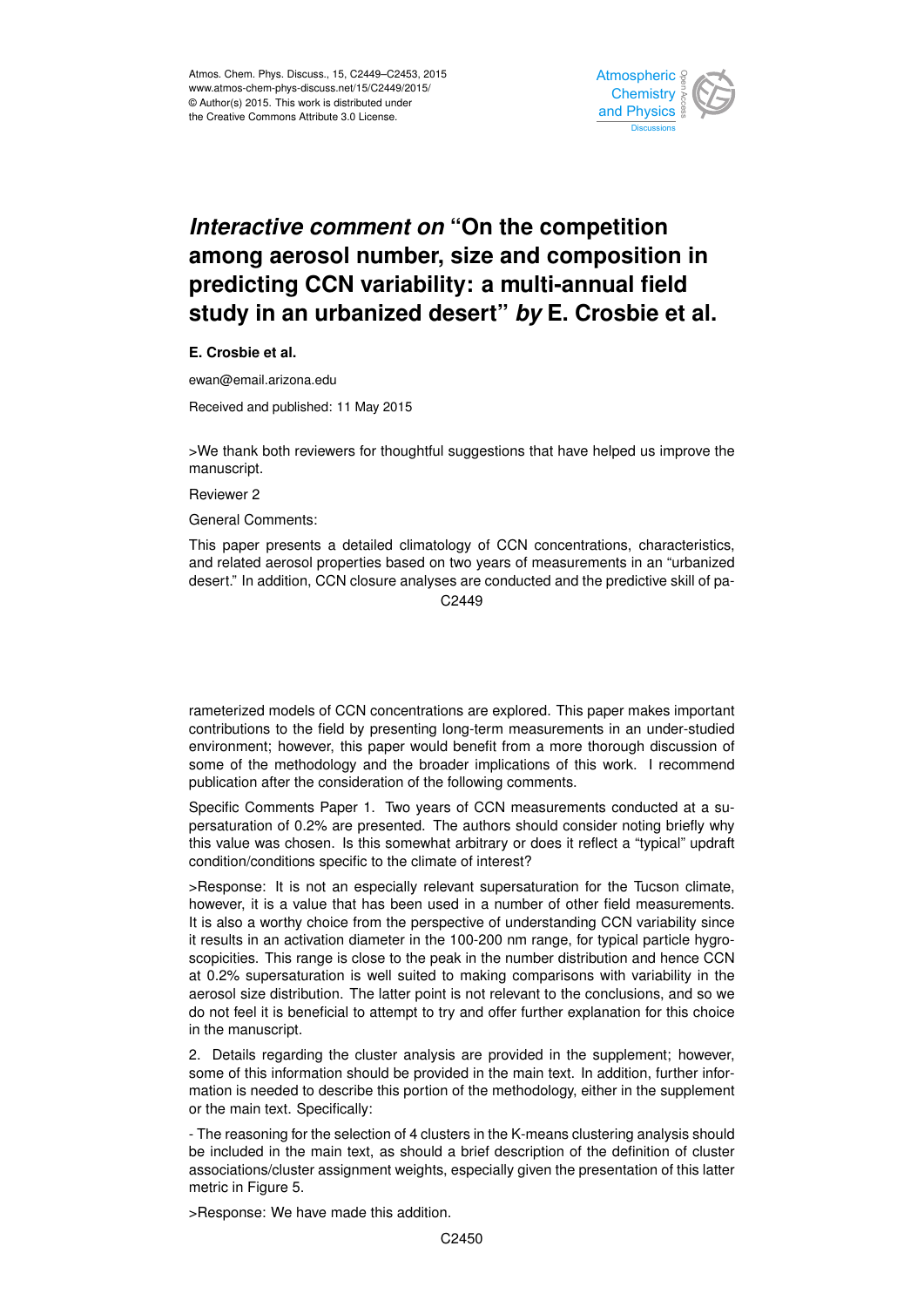# *Interactive comment on* "On the competition among aerosol number, size and composition in predicting CCN variability: a multi-annual field study in an urbanized desert" *by* E. Crosbie et al.

**E. Crosbie et al.**

ewan@email.arizona.edu

Received and published: 11 May 2015

>We thank both reviewers for thoughtful suggestions that have helped us improve the manuscript.

Reviewer 2

General Comments:

This paper presents a detailed climatology of CCN concentrations, characteristics, and related aerosol properties based on two years of measurements in an "urbanized desert." In addition, CCN closure analyses are conducted and the predictive skill of parameterized models of CCN concentrations are explored. This paper makes important contributions to the field by presenting long-term measurements in an under-studied environment; however, this paper would benefit from a more thorough discussion of some of the methodology and the broader implications of this work. I recommend publication after the consideration of the following comments.

Specific Comments Paper 1. Two years of CCN measurements conducted at a supersaturation of 0.2% are presented. The authors should consider noting briefly why this value was chosen. Is this somewhat arbitrary or does it reflect a "typical" updraft condition/conditions specific to the climate of interest?

>Response: It is not an especially relevant supersaturation for the Tucson climate, however, it is a value that has been used in a number of other field measurements. It is also a worthy choice from the perspective of understanding CCN variability since it results in an activation diameter in the 100-200 nm range, for typical particle hygroscopicities. This range is close to the peak in the number distribution and hence CCN at 0.2% supersaturation is well suited to making comparisons with variability in the aerosol size distribution. The latter point is not relevant to the conclusions, and so we do not feel it is beneficial to attempt to try and offer further explanation for this choice in the manuscript.

2. Details regarding the cluster analysis are provided in the supplement; however, some of this information should be provided in the main text. In addition, further information is needed to describe this portion of the methodology, either in the supplement or the main text. Specifically:

- The reasoning for the selection of 4 clusters in the K-means clustering analysis should be included in the main text, as should a brief description of the definition of cluster associations/cluster assignment weights, especially given the presentation of this latter metric in Figure 5.

>Response: We have made this addition.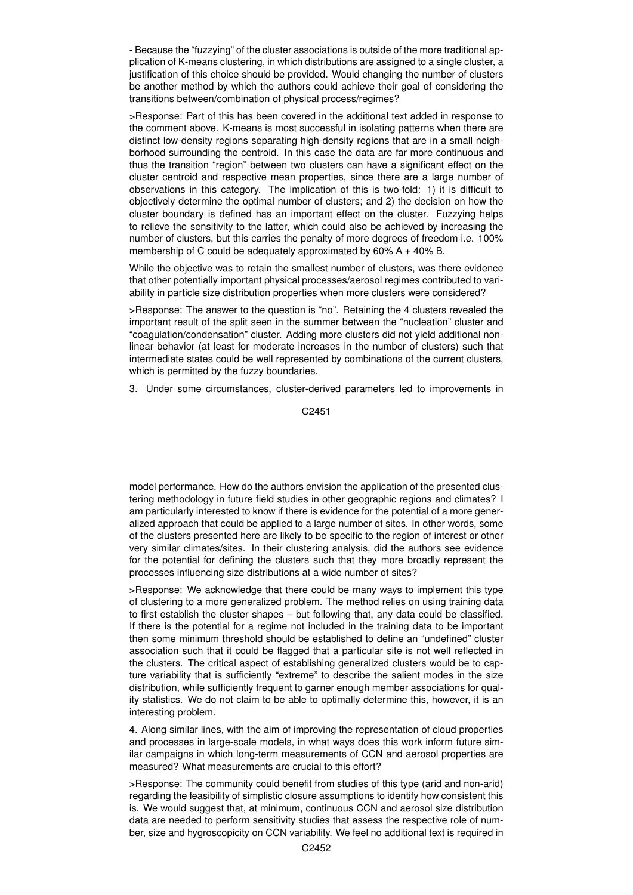- Because the "fuzzying" of the cluster associations is outside of the more traditional application of K-means clustering, in which distributions are assigned to a single cluster, a justification of this choice should be provided. Would changing the number of clusters be another method by which the authors could achieve their goal of considering the transitions between/combination of physical process/regimes?

>Response: Part of this has been covered in the additional text added in response to the comment above. K-means is most successful in isolating patterns when there are distinct low-density regions separating high-density regions that are in a small neighborhood surrounding the centroid. In this case the data are far more continuous and thus the transition "region" between two clusters can have a significant effect on the cluster centroid and respective mean properties, since there are a large number of observations in this category. The implication of this is two-fold: 1) it is difficult to objectively determine the optimal number of clusters; and 2) the decision on how the cluster boundary is defined has an important effect on the cluster. Fuzzying helps to relieve the sensitivity to the latter, which could also be achieved by increasing the number of clusters, but this carries the penalty of more degrees of freedom i.e. 100% membership of C could be adequately approximated by 60% A + 40% B.

While the objective was to retain the smallest number of clusters, was there evidence that other potentially important physical processes/aerosol regimes contributed to variability in particle size distribution properties when more clusters were considered?

>Response: The answer to the question is "no". Retaining the 4 clusters revealed the important result of the split seen in the summer between the "nucleation" cluster and "coagulation/condensation" cluster. Adding more clusters did not yield additional non-linear behavior (at least for moderate increases in the number of clusters) such that intermediate states could be well represented by combinations of the current clusters, which is permitted by the fuzzy boundaries.

3. Under some circumstances, cluster-derived parameters led to improvements in model performance. How do the authors envision the application of the presented clustering methodology in future field studies in other geographic regions and climates? I am particularly interested to know if there is evidence for the potential of a more generalized approach that could be applied to a large number of sites. In other words, some of the clusters presented here are likely to be specific to the region of interest or other very similar climates/sites. In their clustering analysis, did the authors see evidence for the potential for defining the clusters such that they more broadly represent the processes influencing size distributions at a wide number of sites?

>Response: We acknowledge that there could be many ways to implement this type of clustering to a more generalized problem. The method relies on using training data to first establish the cluster shapes – but following that, any data could be classified. If there is the potential for a regime not included in the training data to be important then some minimum threshold should be established to define an "undefined" cluster association such that it could be flagged that a particular site is not well reflected in the clusters. The critical aspect of establishing generalized clusters would be to capture variability that is sufficiently "extreme" to describe the salient modes in the size distribution, while sufficiently frequent to garner enough member associations for quality statistics. We do not claim to be able to optimally determine this, however, it is an interesting problem.

4. Along similar lines, with the aim of improving the representation of cloud properties and processes in large-scale models, in what ways does this work inform future similar campaigns in which long-term measurements of CCN and aerosol properties are measured? What measurements are crucial to this effort?

>Response: The community could benefit from studies of this type (arid and non-arid) regarding the feasibility of simplistic closure assumptions to identify how consistent this is. We would suggest that, at minimum, continuous CCN and aerosol size distribution data are needed to perform sensitivity studies that assess the respective role of number, size and hygroscopicity on CCN variability. We feel no additional text is required in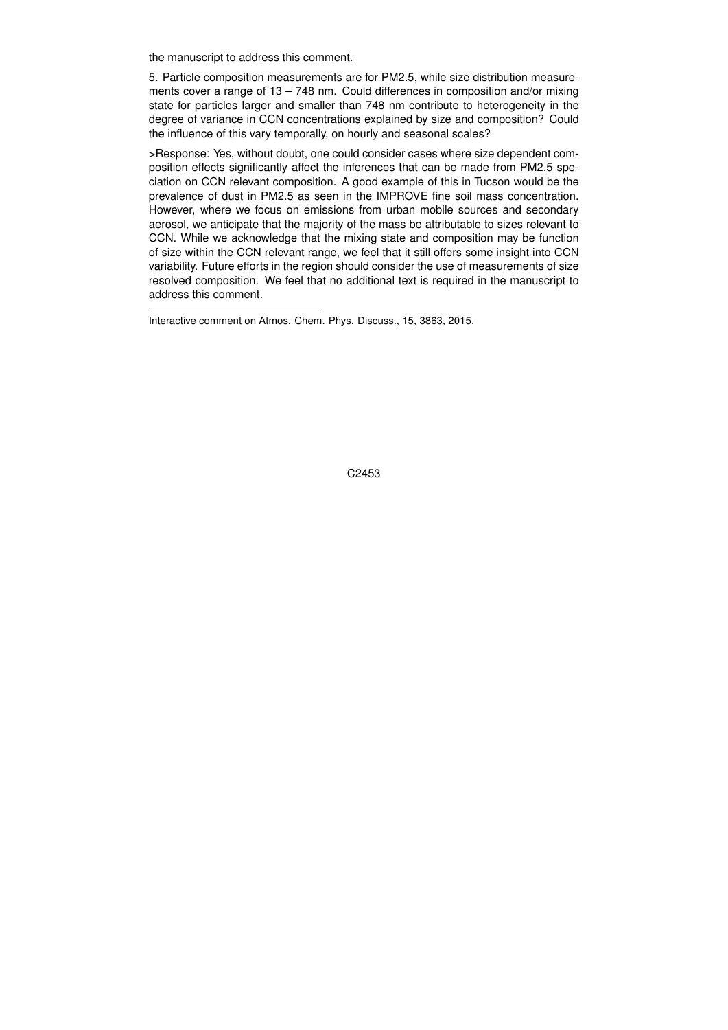the manuscript to address this comment.

5. Particle composition measurements are for PM2.5, while size distribution measurements cover a range of 13 – 748 nm. Could differences in composition and/or mixing state for particles larger and smaller than 748 nm contribute to heterogeneity in the degree of variance in CCN concentrations explained by size and composition? Could the influence of this vary temporally, on hourly and seasonal scales?

>Response: Yes, without doubt, one could consider cases where size dependent composition effects significantly affect the inferences that can be made from PM2.5 speciation on CCN relevant composition. A good example of this in Tucson would be the prevalence of dust in PM2.5 as seen in the IMPROVE fine soil mass concentration. However, where we focus on emissions from urban mobile sources and secondary aerosol, we anticipate that the majority of the mass be attributable to sizes relevant to CCN. While we acknowledge that the mixing state and composition may be function of size within the CCN relevant range, we feel that it still offers some insight into CCN variability. Future efforts in the region should consider the use of measurements of size resolved composition. We feel that no additional text is required in the manuscript to address this comment.

---

Interactive comment on Atmos. Chem. Phys. Discuss., 15, 3863, 2015.